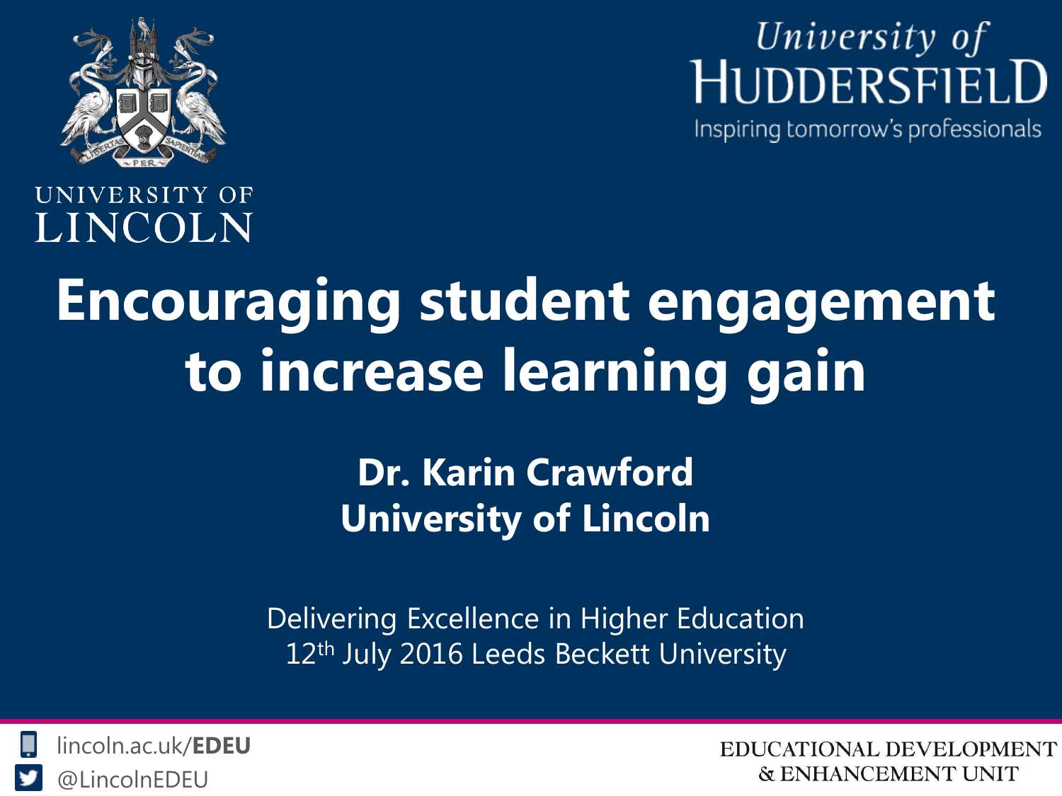UNIVERSITY OF LINCOLN

*University of* HUDDERSFIELD
Inspiring tomorrow's professionals

# Encouraging student engagement to increase learning gain

**Dr. Karin Crawford**
**University of Lincoln**

Delivering Excellence in Higher Education
12th July 2016 Leeds Beckett University

lincoln.ac.uk/**EDEU**
@LincolnEDEU

EDUCATIONAL DEVELOPMENT & ENHANCEMENT UNIT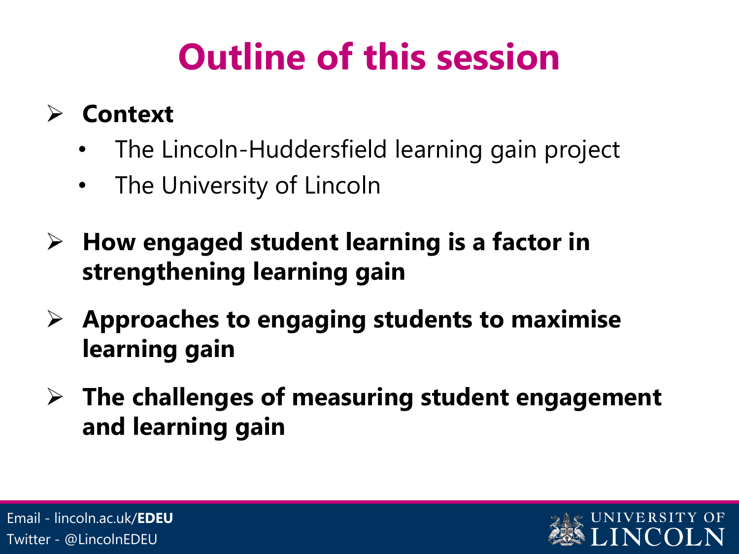# Outline of this session

- **Context**
  - The Lincoln-Huddersfield learning gain project
  - The University of Lincoln
- **How engaged student learning is a factor in strengthening learning gain**
- **Approaches to engaging students to maximise learning gain**
- **The challenges of measuring student engagement and learning gain**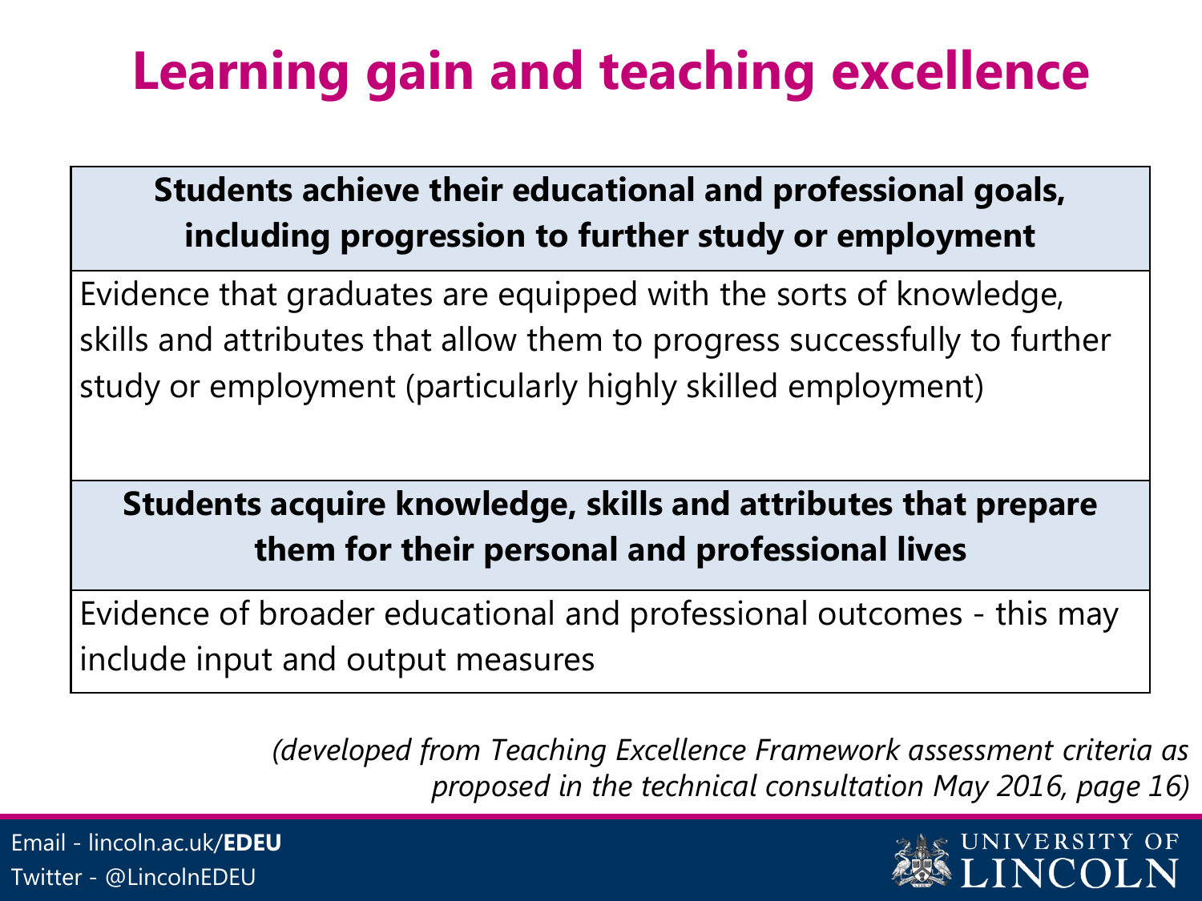# Learning gain and teaching excellence

| **Students achieve their educational and professional goals, including progression to further study or employment** |
|---|
| Evidence that graduates are equipped with the sorts of knowledge, skills and attributes that allow them to progress successfully to further study or employment (particularly highly skilled employment) |
| **Students acquire knowledge, skills and attributes that prepare them for their personal and professional lives** |
| Evidence of broader educational and professional outcomes - this may include input and output measures |

*(developed from Teaching Excellence Framework assessment criteria as proposed in the technical consultation May 2016, page 16)*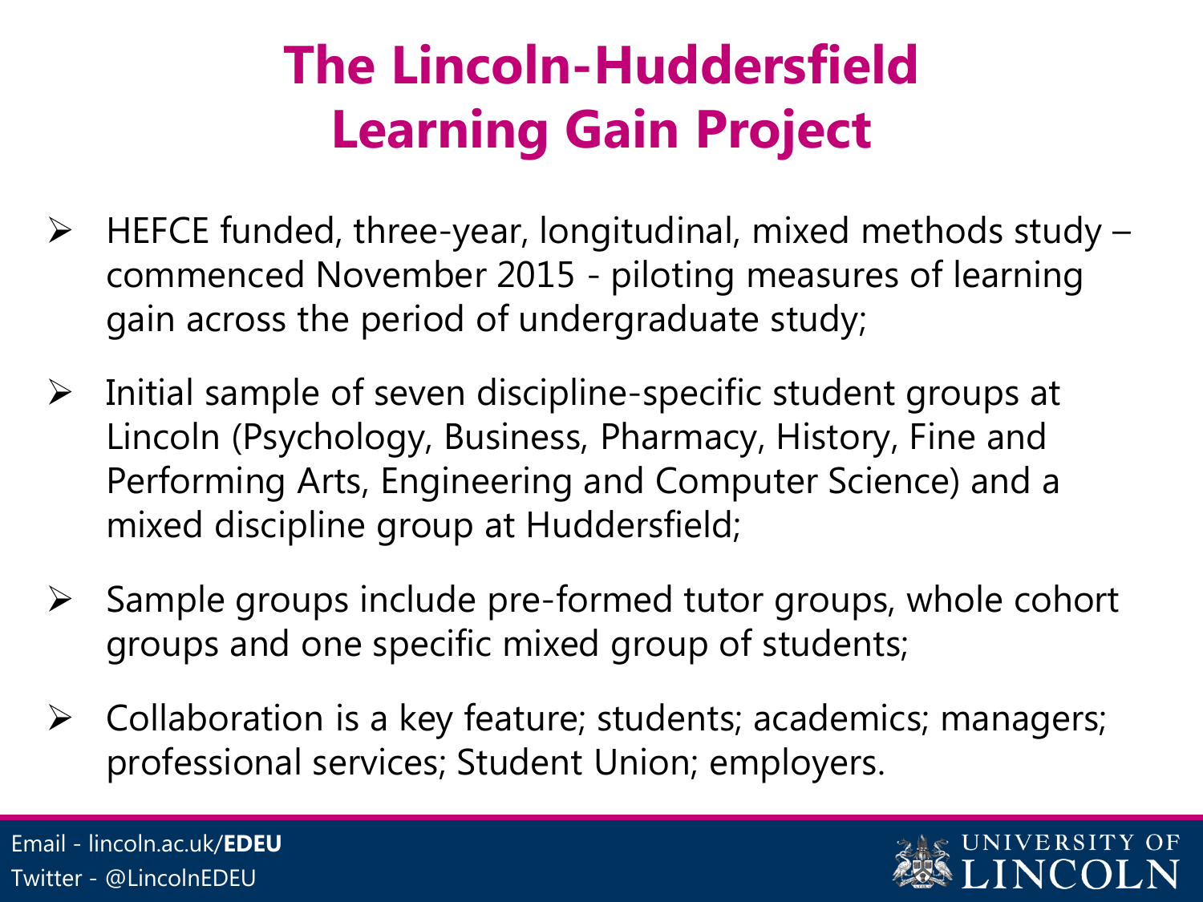# The Lincoln-Huddersfield Learning Gain Project

- HEFCE funded, three-year, longitudinal, mixed methods study – commenced November 2015 - piloting measures of learning gain across the period of undergraduate study;
- Initial sample of seven discipline-specific student groups at Lincoln (Psychology, Business, Pharmacy, History, Fine and Performing Arts, Engineering and Computer Science) and a mixed discipline group at Huddersfield;
- Sample groups include pre-formed tutor groups, whole cohort groups and one specific mixed group of students;
- Collaboration is a key feature; students; academics; managers; professional services; Student Union; employers.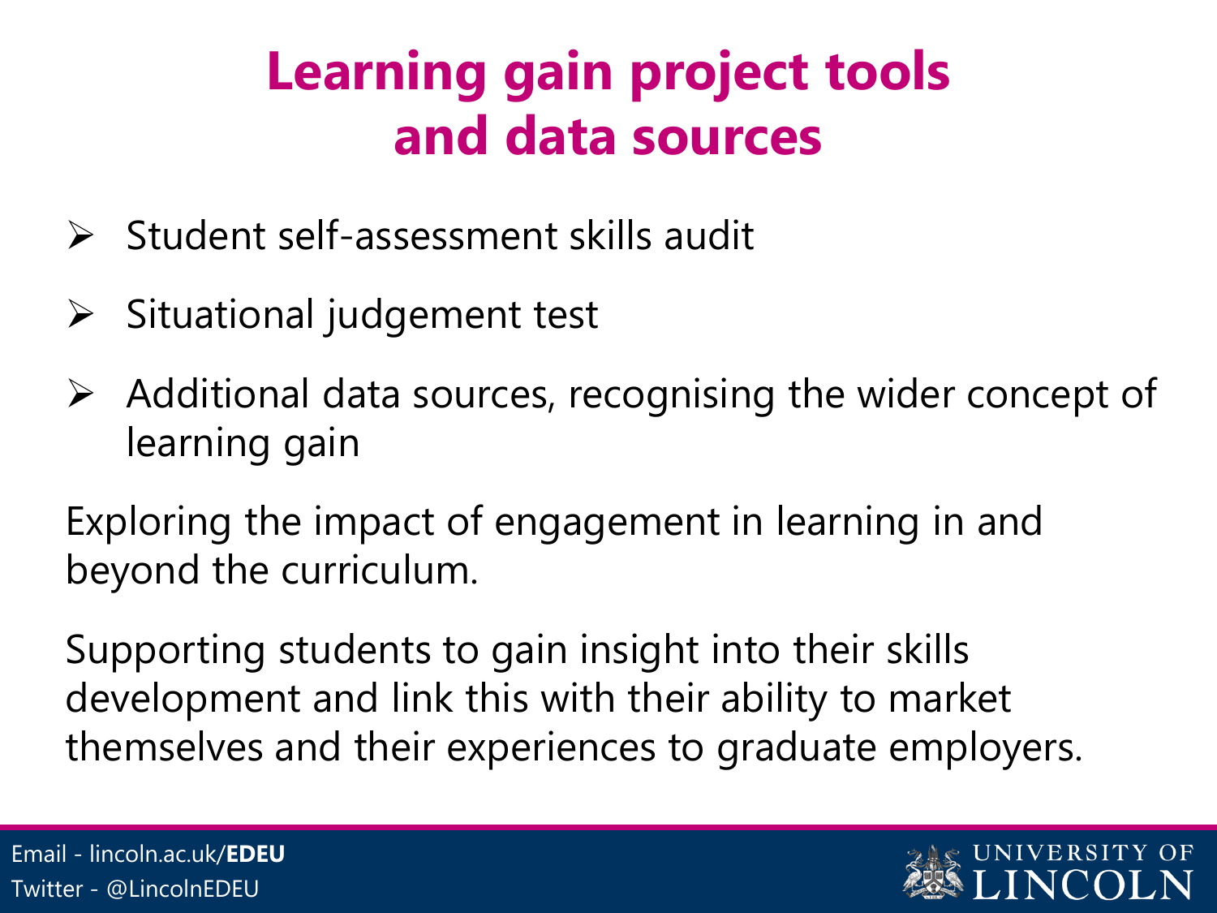# Learning gain project tools and data sources

- Student self-assessment skills audit
- Situational judgement test
- Additional data sources, recognising the wider concept of learning gain

Exploring the impact of engagement in learning in and beyond the curriculum.

Supporting students to gain insight into their skills development and link this with their ability to market themselves and their experiences to graduate employers.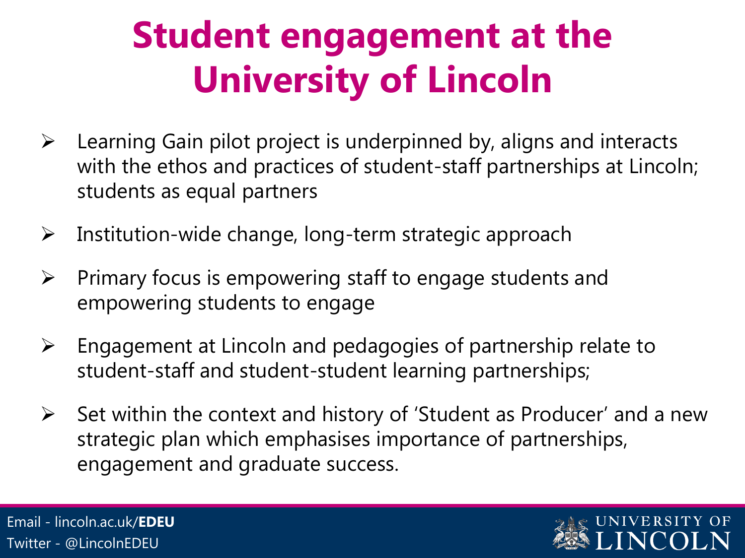# Student engagement at the University of Lincoln

- Learning Gain pilot project is underpinned by, aligns and interacts with the ethos and practices of student-staff partnerships at Lincoln; students as equal partners
- Institution-wide change, long-term strategic approach
- Primary focus is empowering staff to engage students and empowering students to engage
- Engagement at Lincoln and pedagogies of partnership relate to student-staff and student-student learning partnerships;
- Set within the context and history of 'Student as Producer' and a new strategic plan which emphasises importance of partnerships, engagement and graduate success.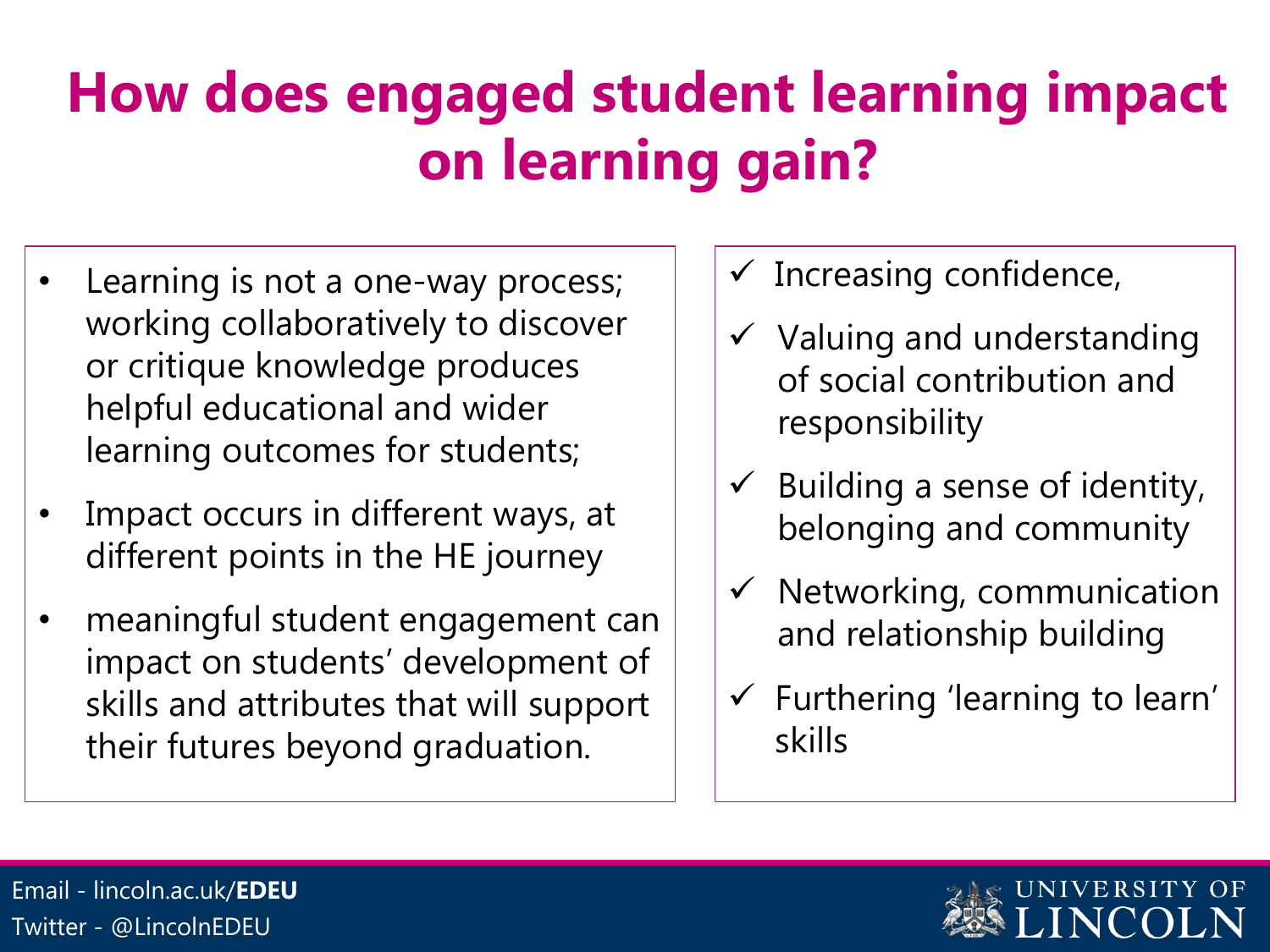# How does engaged student learning impact on learning gain?

- Learning is not a one-way process; working collaboratively to discover or critique knowledge produces helpful educational and wider learning outcomes for students;
- Impact occurs in different ways, at different points in the HE journey
- meaningful student engagement can impact on students' development of skills and attributes that will support their futures beyond graduation.

- ✓ Increasing confidence,
- ✓ Valuing and understanding of social contribution and responsibility
- ✓ Building a sense of identity, belonging and community
- ✓ Networking, communication and relationship building
- ✓ Furthering 'learning to learn' skills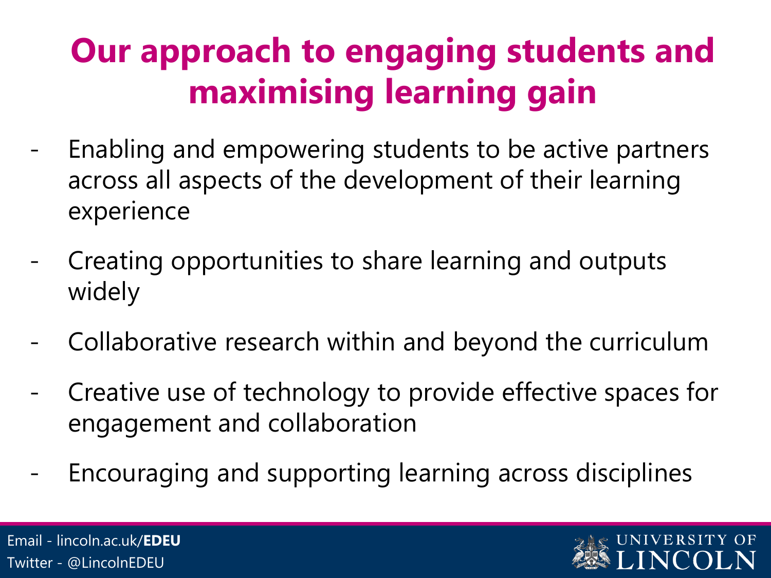# Our approach to engaging students and maximising learning gain

- Enabling and empowering students to be active partners across all aspects of the development of their learning experience
- Creating opportunities to share learning and outputs widely
- Collaborative research within and beyond the curriculum
- Creative use of technology to provide effective spaces for engagement and collaboration
- Encouraging and supporting learning across disciplines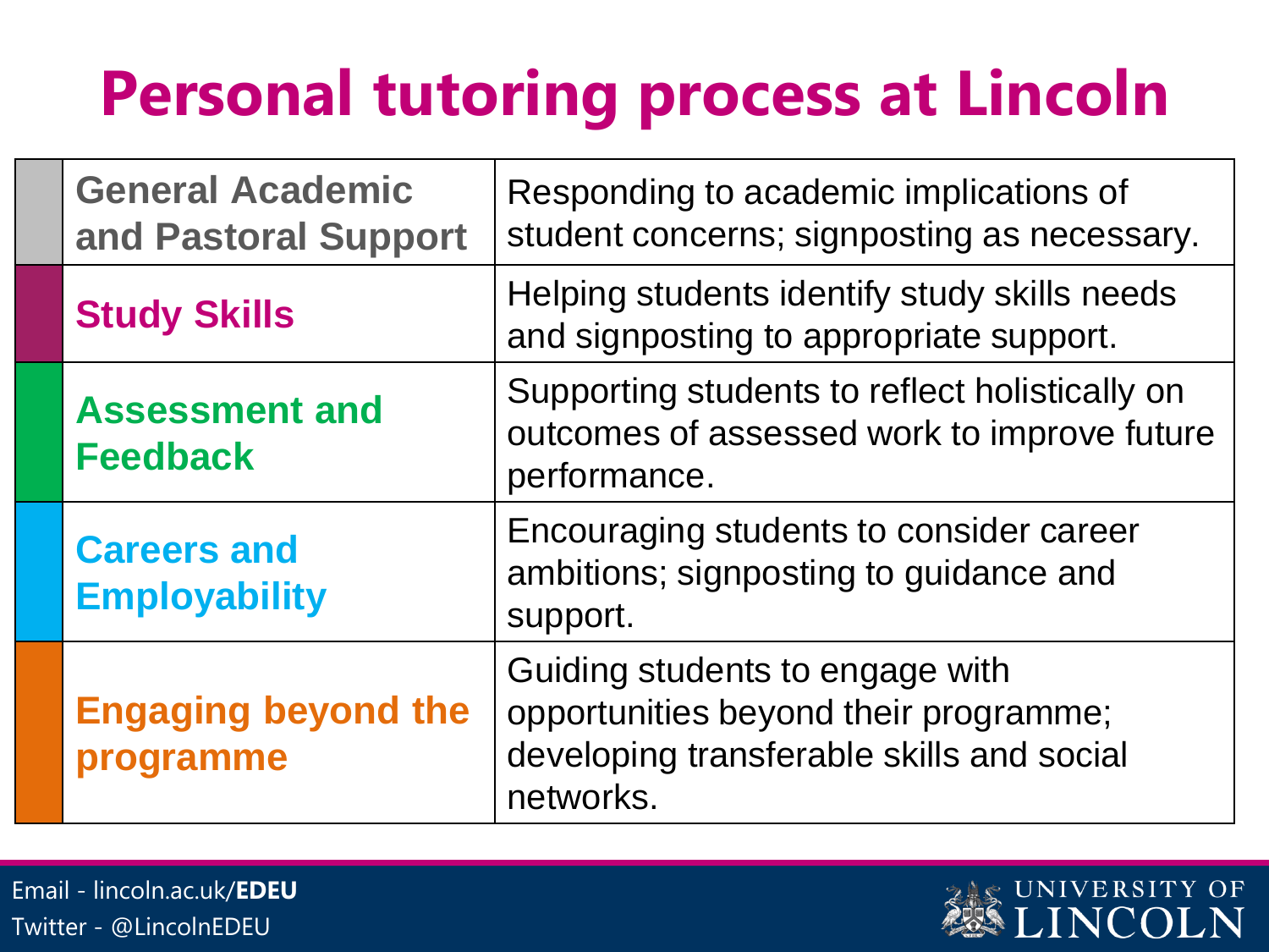# Personal tutoring process at Lincoln

| Area | Description |
| --- | --- |
| **General Academic and Pastoral Support** | Responding to academic implications of student concerns; signposting as necessary. |
| **Study Skills** | Helping students identify study skills needs and signposting to appropriate support. |
| **Assessment and Feedback** | Supporting students to reflect holistically on outcomes of assessed work to improve future performance. |
| **Careers and Employability** | Encouraging students to consider career ambitions; signposting to guidance and support. |
| **Engaging beyond the programme** | Guiding students to engage with opportunities beyond their programme; developing transferable skills and social networks. |

Email - lincoln.ac.uk/**EDEU**
Twitter - @LincolnEDEU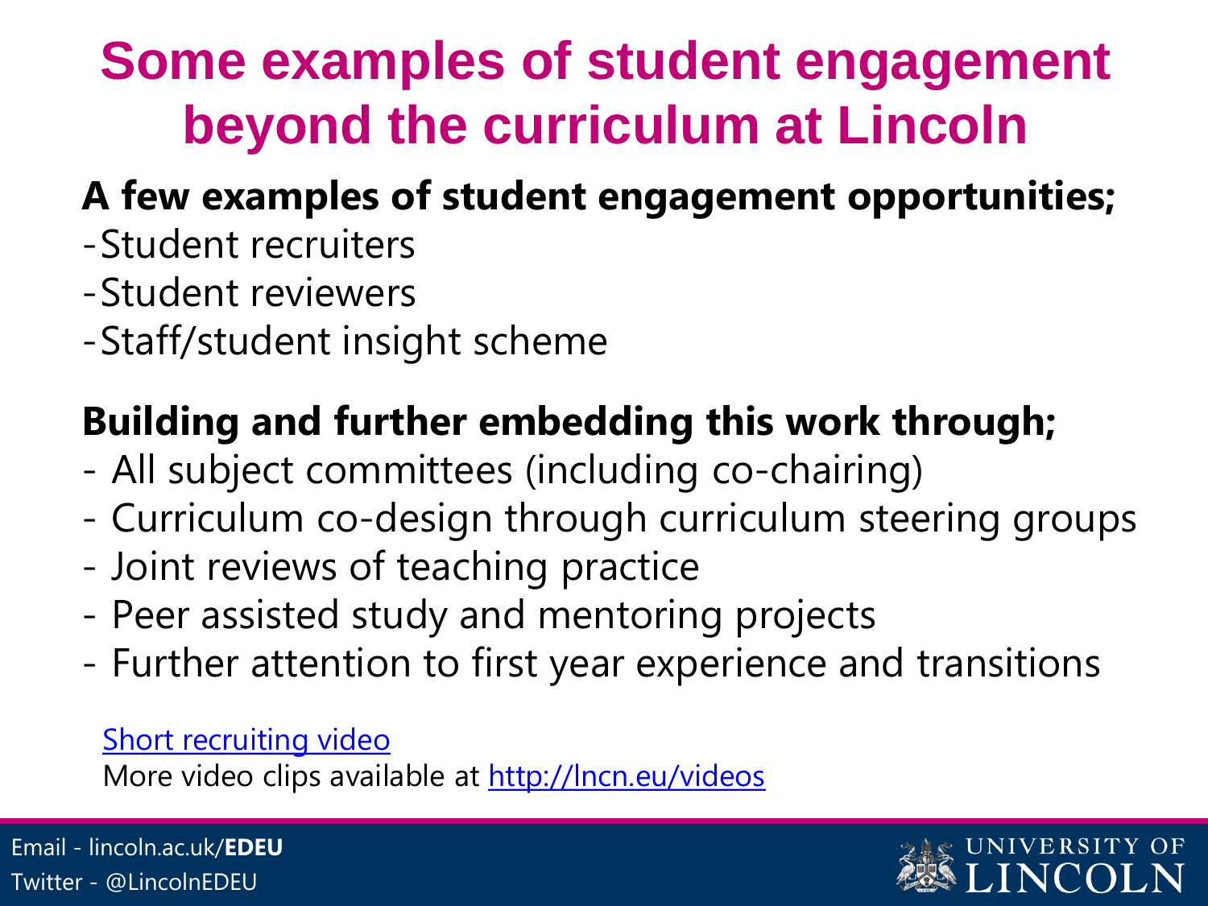# Some examples of student engagement beyond the curriculum at Lincoln

**A few examples of student engagement opportunities;**

- Student recruiters
- Student reviewers
- Staff/student insight scheme

**Building and further embedding this work through;**

- All subject committees (including co-chairing)
- Curriculum co-design through curriculum steering groups
- Joint reviews of teaching practice
- Peer assisted study and mentoring projects
- Further attention to first year experience and transitions

Short recruiting video

More video clips available at http://lncn.eu/videos

Email - lincoln.ac.uk/**EDEU**

Twitter - @LincolnEDEU

UNIVERSITY OF LINCOLN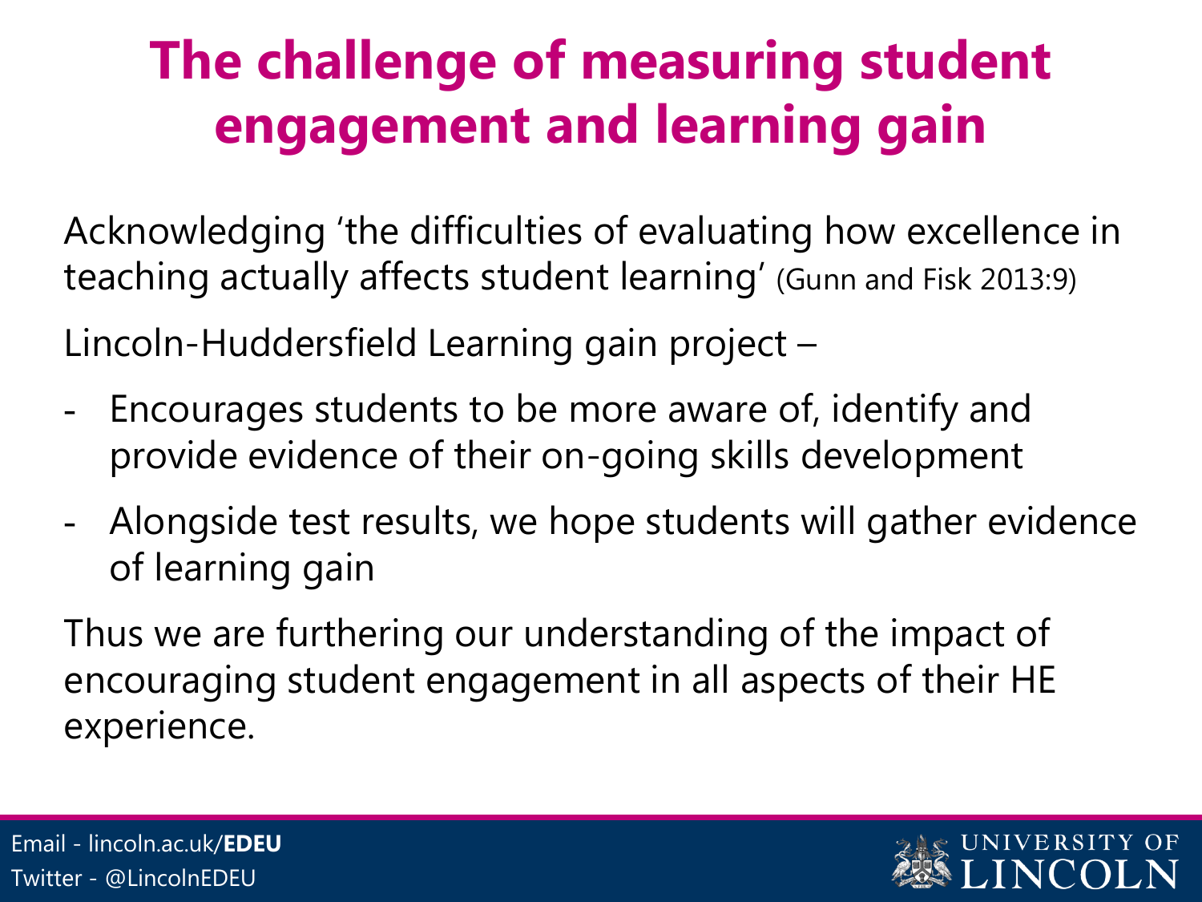# The challenge of measuring student engagement and learning gain

Acknowledging 'the difficulties of evaluating how excellence in teaching actually affects student learning' (Gunn and Fisk 2013:9)

Lincoln-Huddersfield Learning gain project –

- Encourages students to be more aware of, identify and provide evidence of their on-going skills development
- Alongside test results, we hope students will gather evidence of learning gain

Thus we are furthering our understanding of the impact of encouraging student engagement in all aspects of their HE experience.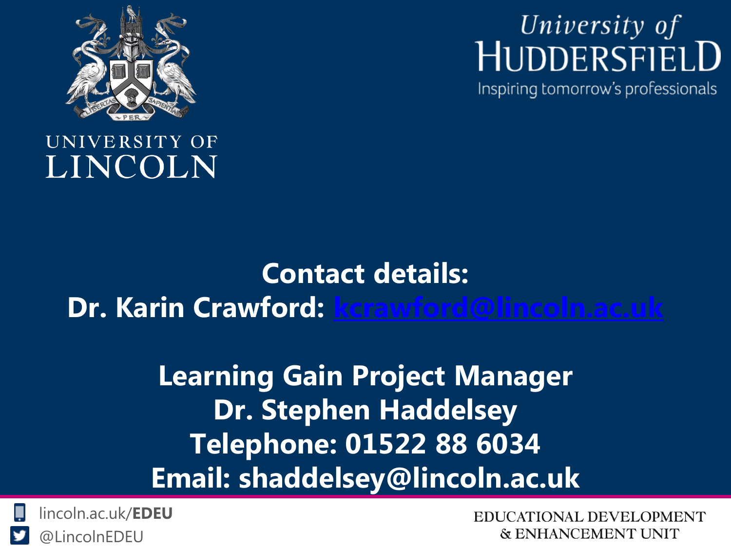UNIVERSITY OF LINCOLN

University of HUDDERSFIELD

Inspiring tomorrow's professionals

**Contact details:**

**Dr. Karin Crawford: kcrawford@lincoln.ac.uk**

**Learning Gain Project Manager**

**Dr. Stephen Haddelsey**

**Telephone: 01522 88 6034**

**Email: shaddelsey@lincoln.ac.uk**

lincoln.ac.uk/**EDEU**

@LincolnEDEU

EDUCATIONAL DEVELOPMENT & ENHANCEMENT UNIT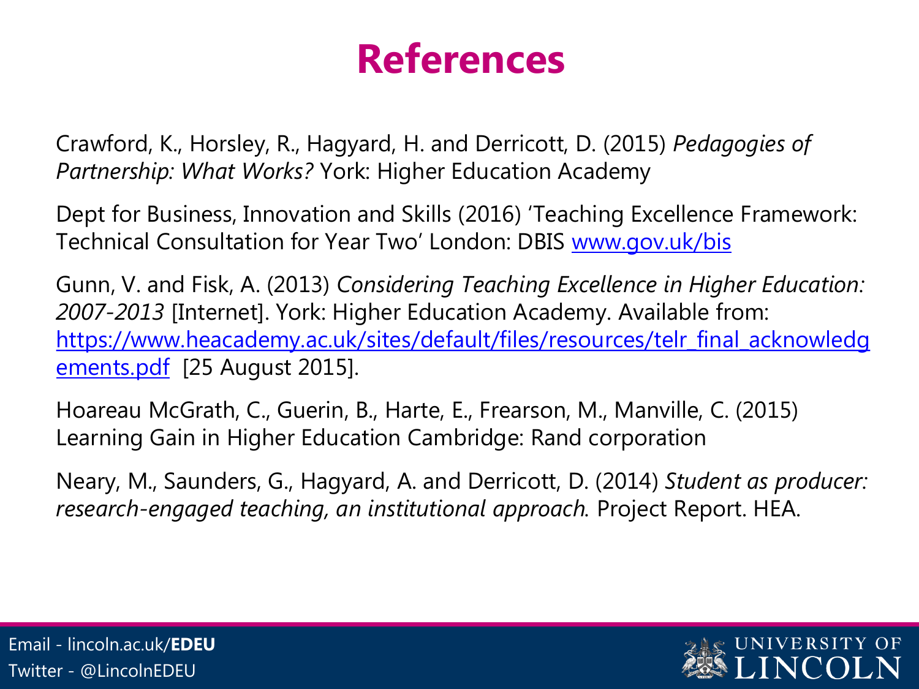# References

Crawford, K., Horsley, R., Hagyard, H. and Derricott, D. (2015) *Pedagogies of Partnership: What Works?* York: Higher Education Academy

Dept for Business, Innovation and Skills (2016) 'Teaching Excellence Framework: Technical Consultation for Year Two' London: DBIS [www.gov.uk/bis](www.gov.uk/bis)

Gunn, V. and Fisk, A. (2013) *Considering Teaching Excellence in Higher Education: 2007-2013* [Internet]. York: Higher Education Academy. Available from: [https://www.heacademy.ac.uk/sites/default/files/resources/telr_final_acknowledgements.pdf](https://www.heacademy.ac.uk/sites/default/files/resources/telr_final_acknowledgements.pdf) [25 August 2015].

Hoareau McGrath, C., Guerin, B., Harte, E., Frearson, M., Manville, C. (2015) Learning Gain in Higher Education Cambridge: Rand corporation

Neary, M., Saunders, G., Hagyard, A. and Derricott, D. (2014) *Student as producer: research-engaged teaching, an institutional approach.* Project Report. HEA.

Email - lincoln.ac.uk/**EDEU**
Twitter - @LincolnEDEU

UNIVERSITY OF LINCOLN